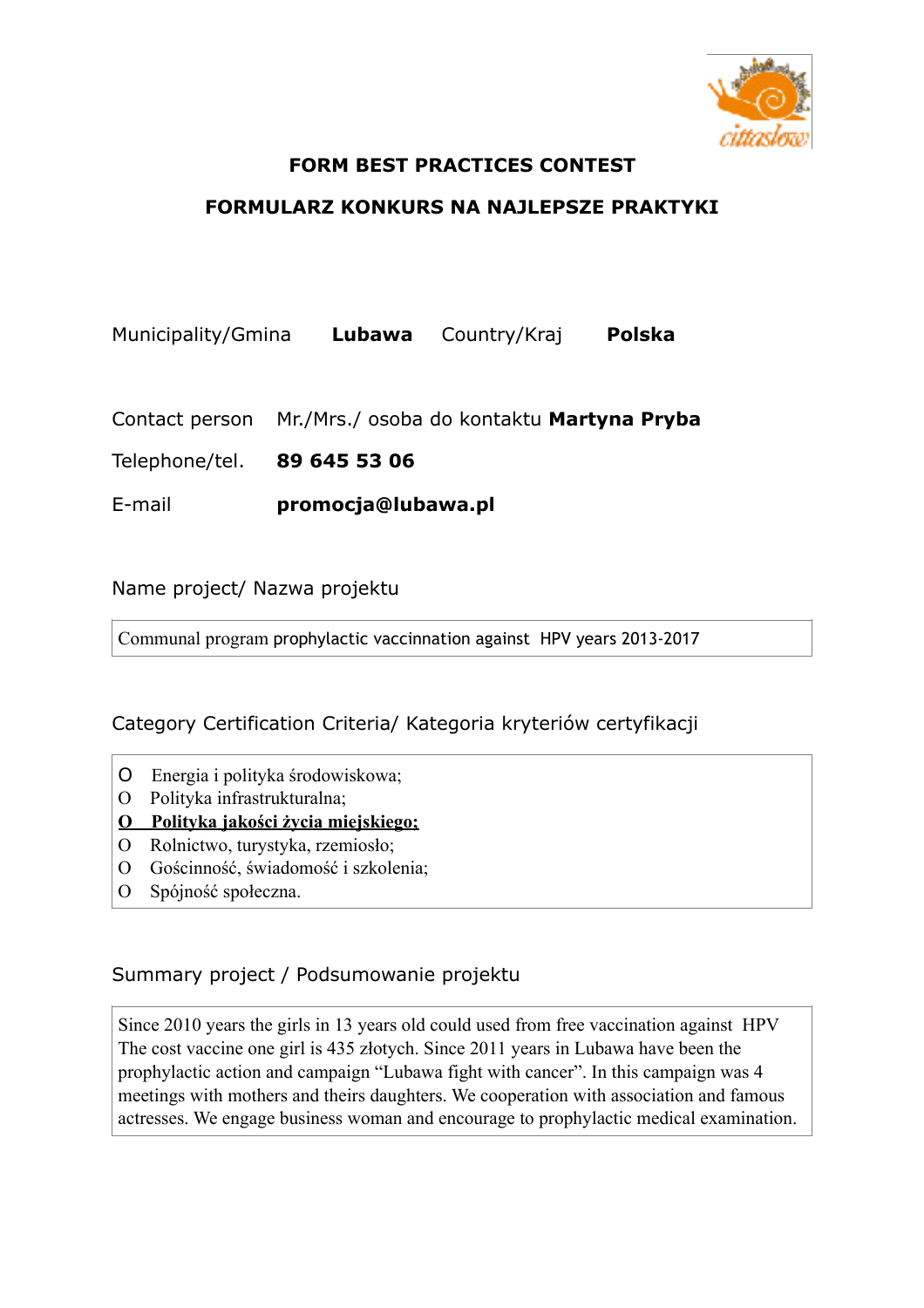## FORM BEST PRACTICES CONTEST

## FORMULARZ KONKURS NA NAJLEPSZE PRAKTYKI

Municipality/Gmina **Lubawa** Country/Kraj **Polska**

Contact person Mr./Mrs./ osoba do kontaktu **Martyna Pryba**

Telephone/tel. **89 645 53 06**

E-mail **promocja@lubawa.pl**

Name project/ Nazwa projektu

| Communal program prophylactic vaccination against HPV years 2013-2017 |
|---|

Category Certification Criteria/ Kategoria kryteriów certyfikacji

- O Energia i polityka środowiskowa;
- O Polityka infrastrukturalna;
- **O Polityka jakości życia miejskiego;**
- O Rolnictwo, turystyka, rzemiosło;
- O Gościnność, świadomość i szkolenia;
- O Spójność społeczna.

Summary project / Podsumowanie projektu

| Since 2010 years the girls in 13 years old could used from free vaccination against HPV The cost vaccine one girl is 435 złotych. Since 2011 years in Lubawa have been the prophylactic action and campaign "Lubawa fight with cancer". In this campaign was 4 meetings with mothers and theirs daughters. We cooperation with association and famous actresses. We engage business woman and encourage to prophylactic medical examination. |
|---|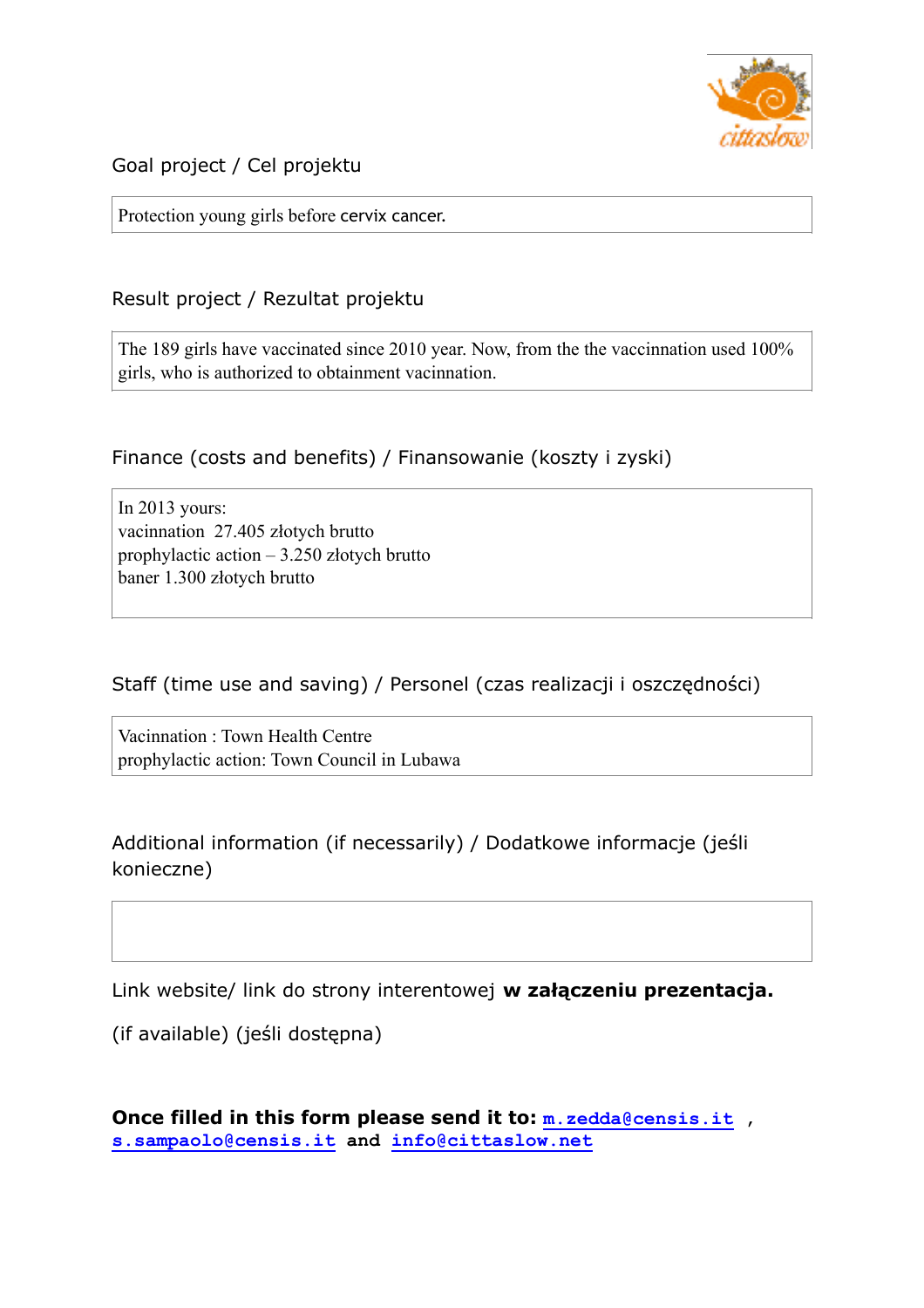Goal project / Cel projektu

Protection young girls before cervix cancer.

Result project / Rezultat projektu

The 189 girls have vaccinated since 2010 year. Now, from the the vaccinnation used 100% girls, who is authorized to obtainment vacinnation.

Finance (costs and benefits) / Finansowanie (koszty i zyski)

In 2013 yours:
vacinnation 27.405 złotych brutto
prophylactic action – 3.250 złotych brutto
baner 1.300 złotych brutto

Staff (time use and saving) / Personel (czas realizacji i oszczędności)

Vacinnation : Town Health Centre
prophylactic action: Town Council in Lubawa

Additional information (if necessarily) / Dodatkowe informacje (jeśli konieczne)

Link website/ link do strony interentowej **w załączeniu prezentacja.**

(if available) (jeśli dostępna)

**Once filled in this form please send it to: m.zedda@censis.it , s.sampaolo@censis.it and info@cittaslow.net**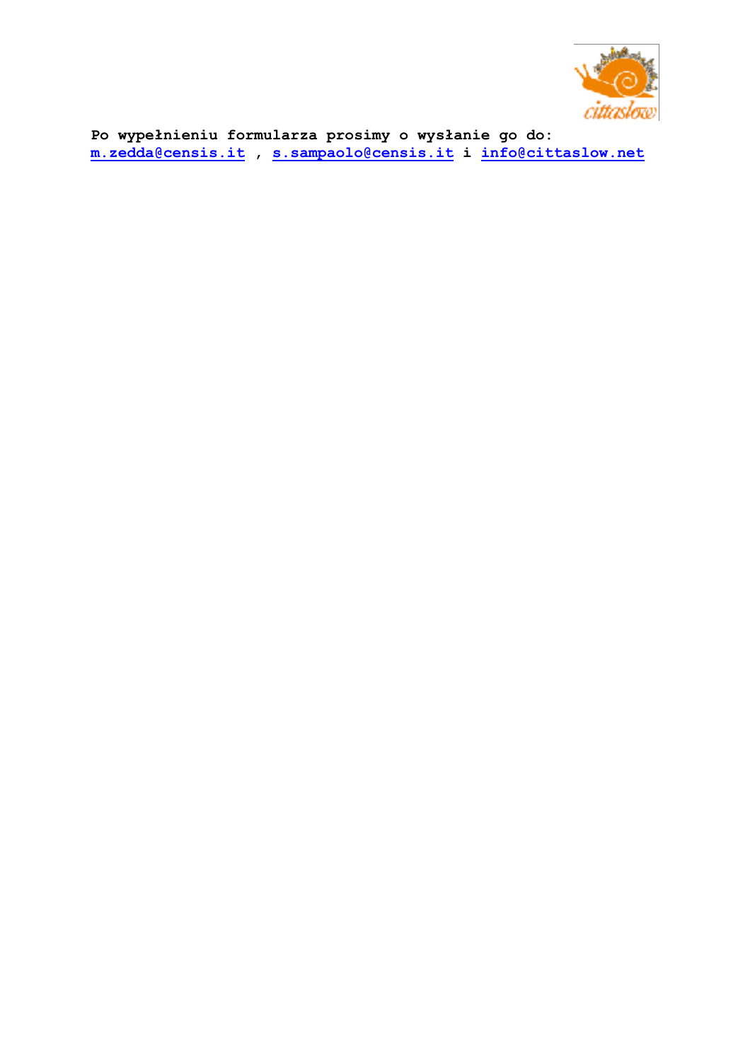**Po wypełnieniu formularza prosimy o wysłanie go do:**
**m.zedda@censis.it , s.sampaolo@censis.it i info@cittaslow.net**